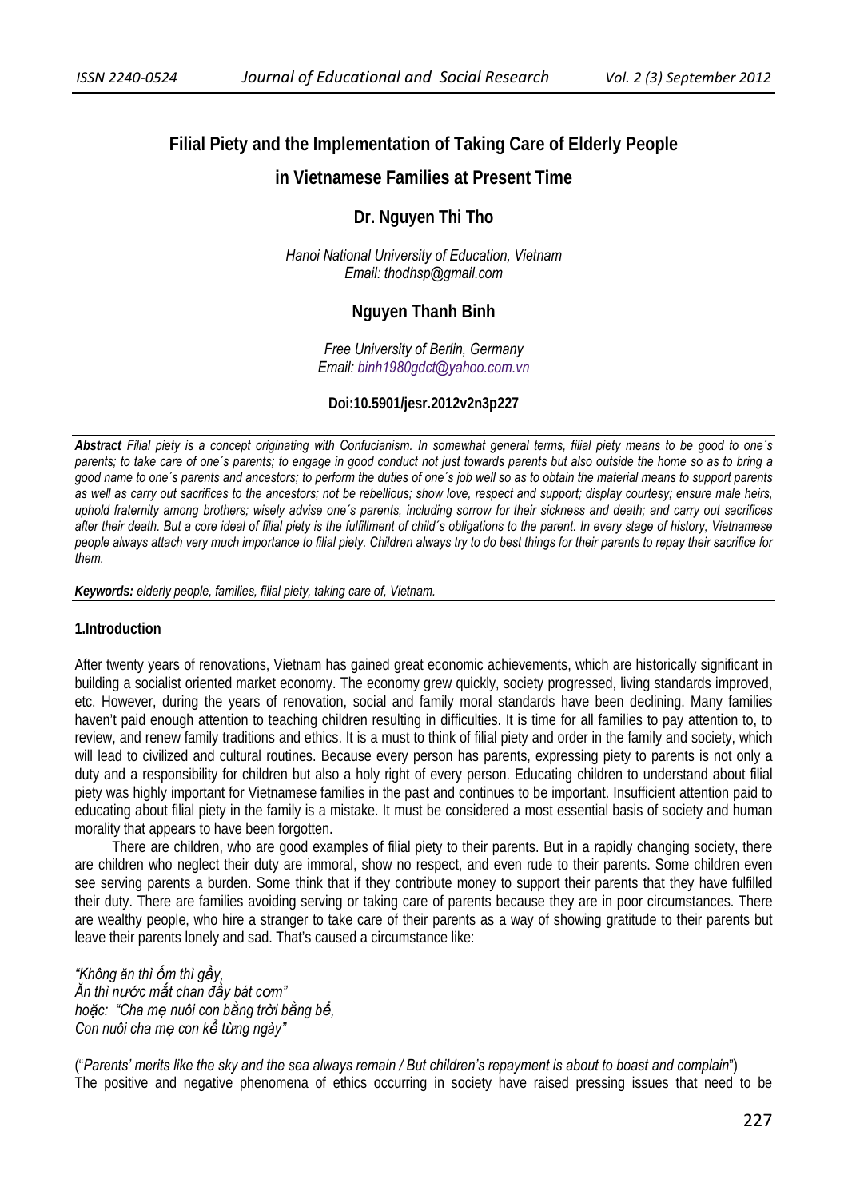# Filial Piety and the Implementation of Taking Care of Elderly People in Vietnamese Families at Present Time

**Dr. Nguyen Thi Tho**

*Hanoi National University of Education, Vietnam*
*Email: thodhsp@gmail.com*

**Nguyen Thanh Binh**

*Free University of Berlin, Germany*
*Email: binh1980gdct@yahoo.com.vn*

**Doi:10.5901/jesr.2012v2n3p227**

***Abstract*** *Filial piety is a concept originating with Confucianism. In somewhat general terms, filial piety means to be good to one´s parents; to take care of one´s parents; to engage in good conduct not just towards parents but also outside the home so as to bring a good name to one´s parents and ancestors; to perform the duties of one´s job well so as to obtain the material means to support parents as well as carry out sacrifices to the ancestors; not be rebellious; show love, respect and support; display courtesy; ensure male heirs, uphold fraternity among brothers; wisely advise one´s parents, including sorrow for their sickness and death; and carry out sacrifices after their death. But a core ideal of filial piety is the fulfillment of child´s obligations to the parent. In every stage of history, Vietnamese people always attach very much importance to filial piety. Children always try to do best things for their parents to repay their sacrifice for them.*

***Keywords:*** *elderly people, families, filial piety, taking care of, Vietnam.*

## 1.Introduction

After twenty years of renovations, Vietnam has gained great economic achievements, which are historically significant in building a socialist oriented market economy. The economy grew quickly, society progressed, living standards improved, etc. However, during the years of renovation, social and family moral standards have been declining. Many families haven't paid enough attention to teaching children resulting in difficulties. It is time for all families to pay attention to, to review, and renew family traditions and ethics. It is a must to think of filial piety and order in the family and society, which will lead to civilized and cultural routines. Because every person has parents, expressing piety to parents is not only a duty and a responsibility for children but also a holy right of every person. Educating children to understand about filial piety was highly important for Vietnamese families in the past and continues to be important. Insufficient attention paid to educating about filial piety in the family is a mistake. It must be considered a most essential basis of society and human morality that appears to have been forgotten.

There are children, who are good examples of filial piety to their parents. But in a rapidly changing society, there are children who neglect their duty are immoral, show no respect, and even rude to their parents. Some children even see serving parents a burden. Some think that if they contribute money to support their parents that they have fulfilled their duty. There are families avoiding serving or taking care of parents because they are in poor circumstances. There are wealthy people, who hire a stranger to take care of their parents as a way of showing gratitude to their parents but leave their parents lonely and sad. That's caused a circumstance like:

*"Không ăn thì ốm thì gầy,*
*Ăn thì nước mắt chan đầy bát cơm"*
*hoặc: "Cha mẹ nuôi con bằng trời bằng bể,*
*Con nuôi cha mẹ con kể từng ngày"*

("*Parents' merits like the sky and the sea always remain / But children's repayment is about to boast and complain*")

The positive and negative phenomena of ethics occurring in society have raised pressing issues that need to be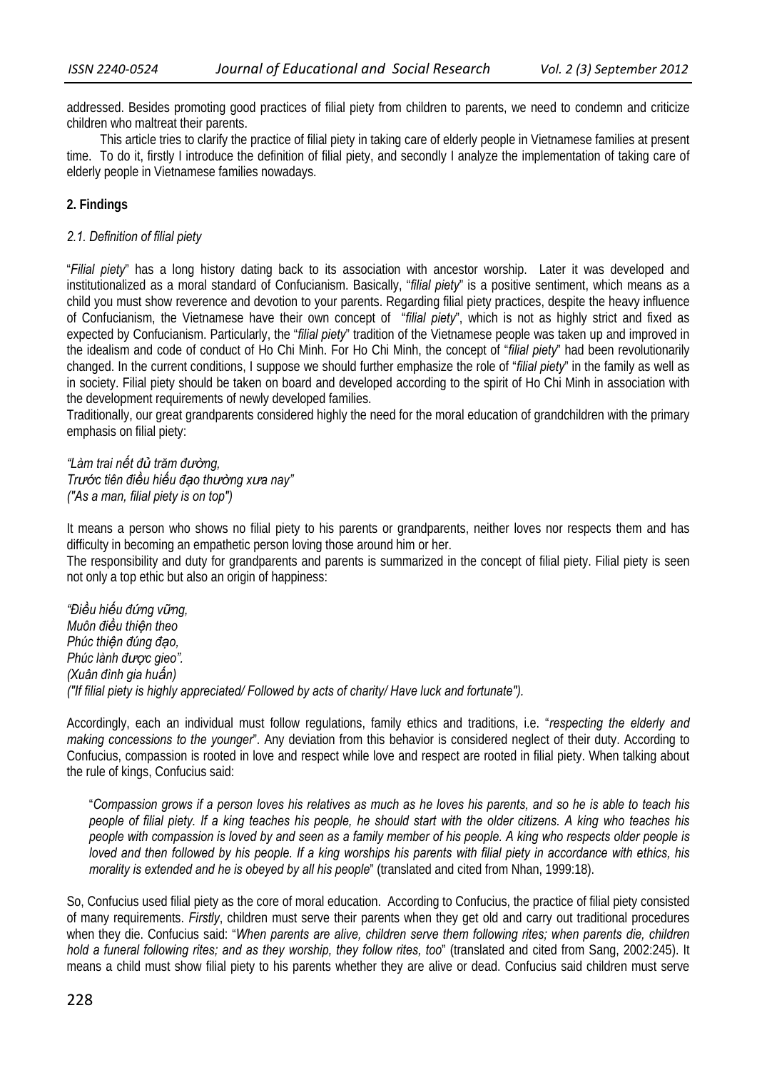addressed. Besides promoting good practices of filial piety from children to parents, we need to condemn and criticize children who maltreat their parents.

This article tries to clarify the practice of filial piety in taking care of elderly people in Vietnamese families at present time. To do it, firstly I introduce the definition of filial piety, and secondly I analyze the implementation of taking care of elderly people in Vietnamese families nowadays.

## 2. Findings

### *2.1. Definition of filial piety*

"*Filial piety*" has a long history dating back to its association with ancestor worship. Later it was developed and institutionalized as a moral standard of Confucianism. Basically, "*filial piety*" is a positive sentiment, which means as a child you must show reverence and devotion to your parents. Regarding filial piety practices, despite the heavy influence of Confucianism, the Vietnamese have their own concept of "*filial piety*", which is not as highly strict and fixed as expected by Confucianism. Particularly, the "*filial piety*" tradition of the Vietnamese people was taken up and improved in the idealism and code of conduct of Ho Chi Minh. For Ho Chi Minh, the concept of "*filial piety*" had been revolutionarily changed. In the current conditions, I suppose we should further emphasize the role of "*filial piety*" in the family as well as in society. Filial piety should be taken on board and developed according to the spirit of Ho Chi Minh in association with the development requirements of newly developed families.

Traditionally, our great grandparents considered highly the need for the moral education of grandchildren with the primary emphasis on filial piety:

*"Làm trai nết đủ trăm đường,*
*Trước tiên điều hiếu đạo thường xưa nay"*
*("As a man, filial piety is on top")*

It means a person who shows no filial piety to his parents or grandparents, neither loves nor respects them and has difficulty in becoming an empathetic person loving those around him or her.

The responsibility and duty for grandparents and parents is summarized in the concept of filial piety. Filial piety is seen not only a top ethic but also an origin of happiness:

*"Điều hiếu đứng vững,*
*Muôn điều thiện theo*
*Phúc thiện đúng đạo,*
*Phúc lành được gieo".*
*(Xuân đình gia huấn)*
*("If filial piety is highly appreciated/ Followed by acts of charity/ Have luck and fortunate").*

Accordingly, each an individual must follow regulations, family ethics and traditions, i.e. "*respecting the elderly and making concessions to the younger*". Any deviation from this behavior is considered neglect of their duty. According to Confucius, compassion is rooted in love and respect while love and respect are rooted in filial piety. When talking about the rule of kings, Confucius said:

> "*Compassion grows if a person loves his relatives as much as he loves his parents, and so he is able to teach his people of filial piety. If a king teaches his people, he should start with the older citizens. A king who teaches his people with compassion is loved by and seen as a family member of his people. A king who respects older people is loved and then followed by his people. If a king worships his parents with filial piety in accordance with ethics, his morality is extended and he is obeyed by all his people*" (translated and cited from Nhan, 1999:18).

So, Confucius used filial piety as the core of moral education. According to Confucius, the practice of filial piety consisted of many requirements. *Firstly*, children must serve their parents when they get old and carry out traditional procedures when they die. Confucius said: "*When parents are alive, children serve them following rites; when parents die, children hold a funeral following rites; and as they worship, they follow rites, too*" (translated and cited from Sang, 2002:245). It means a child must show filial piety to his parents whether they are alive or dead. Confucius said children must serve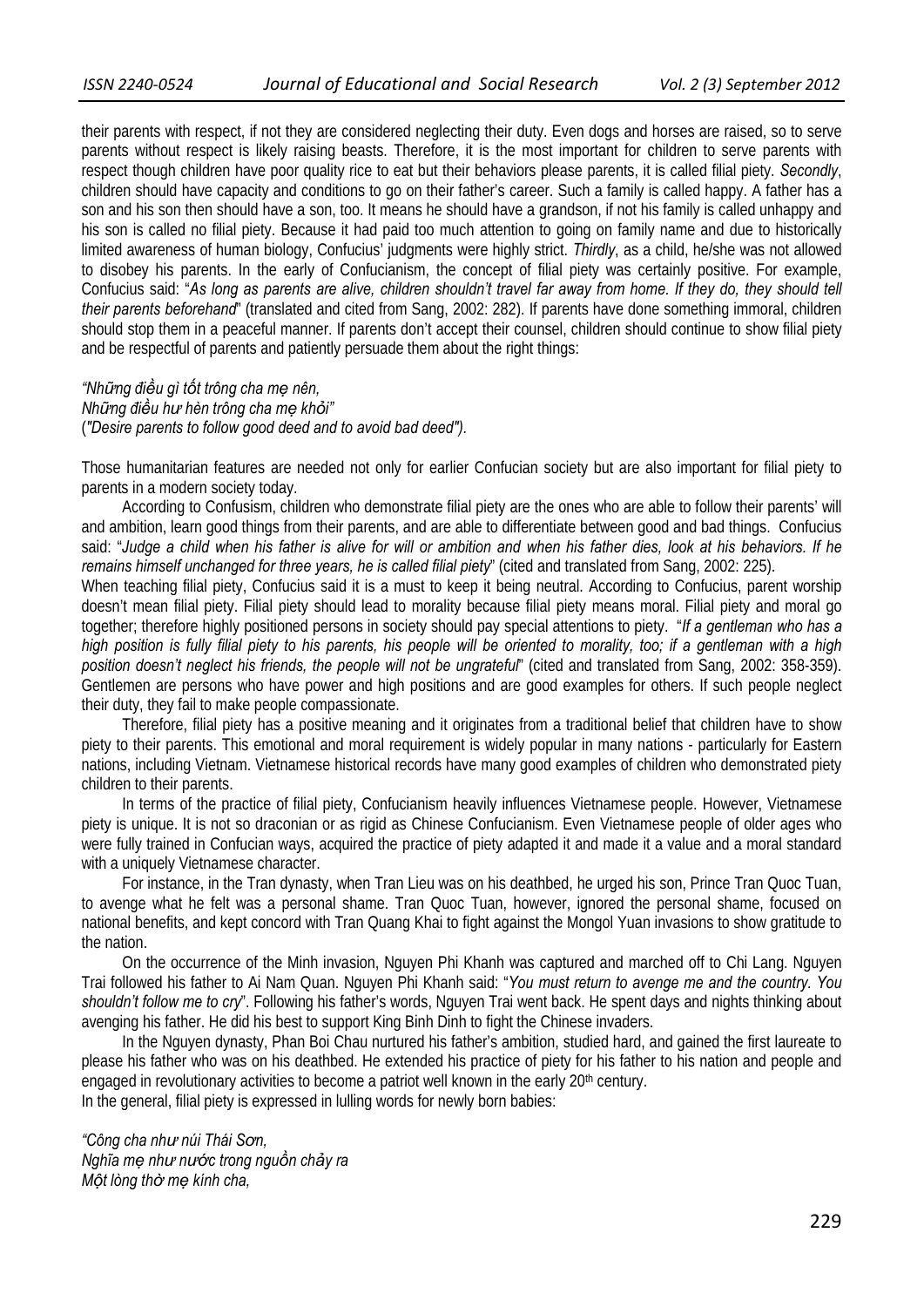their parents with respect, if not they are considered neglecting their duty. Even dogs and horses are raised, so to serve parents without respect is likely raising beasts. Therefore, it is the most important for children to serve parents with respect though children have poor quality rice to eat but their behaviors please parents, it is called filial piety. *Secondly*, children should have capacity and conditions to go on their father's career. Such a family is called happy. A father has a son and his son then should have a son, too. It means he should have a grandson, if not his family is called unhappy and his son is called no filial piety. Because it had paid too much attention to going on family name and due to historically limited awareness of human biology, Confucius' judgments were highly strict. *Thirdly*, as a child, he/she was not allowed to disobey his parents. In the early of Confucianism, the concept of filial piety was certainly positive. For example, Confucius said: "*As long as parents are alive, children shouldn't travel far away from home. If they do, they should tell their parents beforehand*" (translated and cited from Sang, 2002: 282). If parents have done something immoral, children should stop them in a peaceful manner. If parents don't accept their counsel, children should continue to show filial piety and be respectful of parents and patiently persuade them about the right things:

*"Những điều gì tốt trông cha mẹ nên,*
*Những điều hư hèn trông cha mẹ khỏi"*
*("Desire parents to follow good deed and to avoid bad deed").*

Those humanitarian features are needed not only for earlier Confucian society but are also important for filial piety to parents in a modern society today.

According to Confusism, children who demonstrate filial piety are the ones who are able to follow their parents' will and ambition, learn good things from their parents, and are able to differentiate between good and bad things. Confucius said: "*Judge a child when his father is alive for will or ambition and when his father dies, look at his behaviors. If he remains himself unchanged for three years, he is called filial piety*" (cited and translated from Sang, 2002: 225).

When teaching filial piety, Confucius said it is a must to keep it being neutral. According to Confucius, parent worship doesn't mean filial piety. Filial piety should lead to morality because filial piety means moral. Filial piety and moral go together; therefore highly positioned persons in society should pay special attentions to piety. "*If a gentleman who has a high position is fully filial piety to his parents, his people will be oriented to morality, too; if a gentleman with a high position doesn't neglect his friends, the people will not be ungrateful*" (cited and translated from Sang, 2002: 358-359). Gentlemen are persons who have power and high positions and are good examples for others. If such people neglect their duty, they fail to make people compassionate.

Therefore, filial piety has a positive meaning and it originates from a traditional belief that children have to show piety to their parents. This emotional and moral requirement is widely popular in many nations - particularly for Eastern nations, including Vietnam. Vietnamese historical records have many good examples of children who demonstrated piety children to their parents.

In terms of the practice of filial piety, Confucianism heavily influences Vietnamese people. However, Vietnamese piety is unique. It is not so draconian or as rigid as Chinese Confucianism. Even Vietnamese people of older ages who were fully trained in Confucian ways, acquired the practice of piety adapted it and made it a value and a moral standard with a uniquely Vietnamese character.

For instance, in the Tran dynasty, when Tran Lieu was on his deathbed, he urged his son, Prince Tran Quoc Tuan, to avenge what he felt was a personal shame. Tran Quoc Tuan, however, ignored the personal shame, focused on national benefits, and kept concord with Tran Quang Khai to fight against the Mongol Yuan invasions to show gratitude to the nation.

On the occurrence of the Minh invasion, Nguyen Phi Khanh was captured and marched off to Chi Lang. Nguyen Trai followed his father to Ai Nam Quan. Nguyen Phi Khanh said: "*You must return to avenge me and the country. You shouldn't follow me to cry*". Following his father's words, Nguyen Trai went back. He spent days and nights thinking about avenging his father. He did his best to support King Binh Dinh to fight the Chinese invaders.

In the Nguyen dynasty, Phan Boi Chau nurtured his father's ambition, studied hard, and gained the first laureate to please his father who was on his deathbed. He extended his practice of piety for his father to his nation and people and engaged in revolutionary activities to become a patriot well known in the early 20th century.

In the general, filial piety is expressed in lulling words for newly born babies:

*"Công cha như núi Thái Sơn,*
*Nghĩa mẹ như nước trong nguồn chảy ra*
*Một lòng thờ mẹ kính cha,*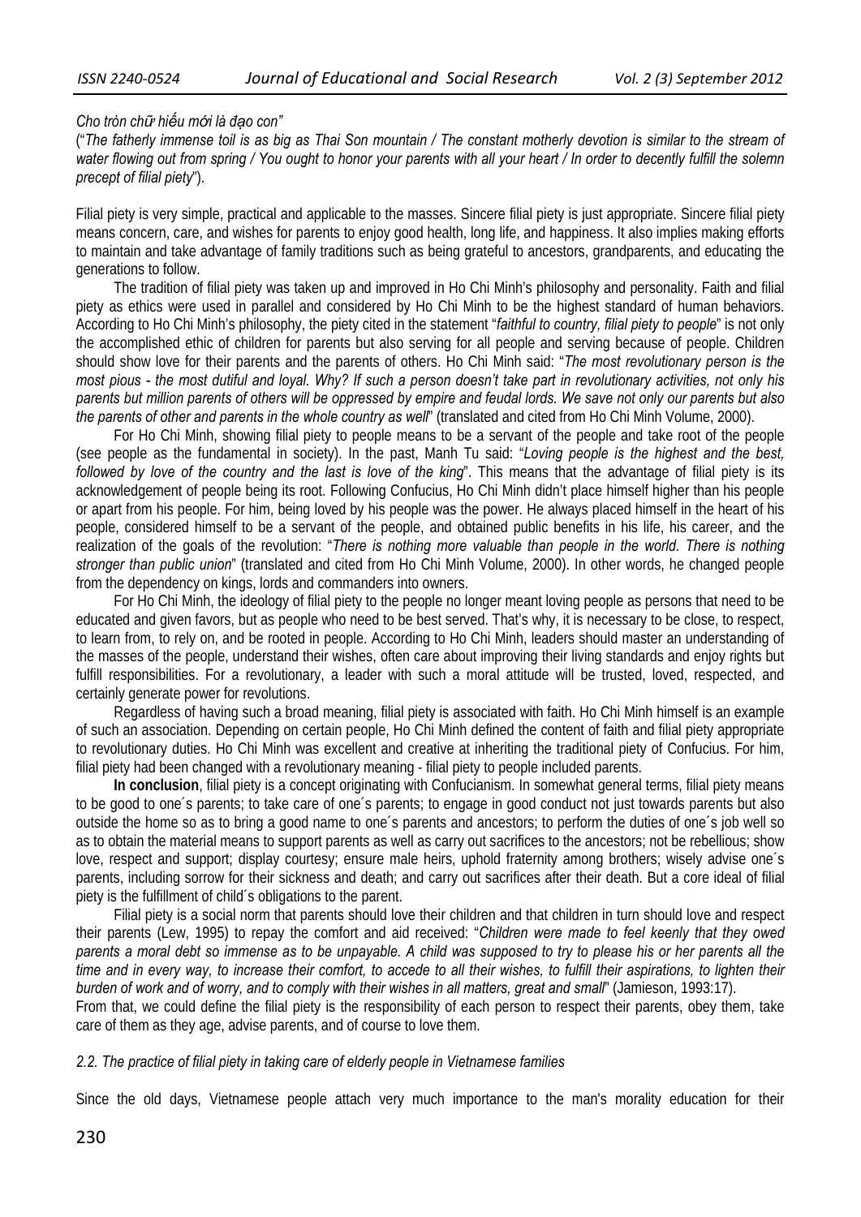*Cho tròn chữ hiếu mới là đạo con"*

("*The fatherly immense toil is as big as Thai Son mountain / The constant motherly devotion is similar to the stream of water flowing out from spring / You ought to honor your parents with all your heart / In order to decently fulfill the solemn precept of filial piety*").

Filial piety is very simple, practical and applicable to the masses. Sincere filial piety is just appropriate. Sincere filial piety means concern, care, and wishes for parents to enjoy good health, long life, and happiness. It also implies making efforts to maintain and take advantage of family traditions such as being grateful to ancestors, grandparents, and educating the generations to follow.

The tradition of filial piety was taken up and improved in Ho Chi Minh's philosophy and personality. Faith and filial piety as ethics were used in parallel and considered by Ho Chi Minh to be the highest standard of human behaviors. According to Ho Chi Minh's philosophy, the piety cited in the statement "*faithful to country, filial piety to people*" is not only the accomplished ethic of children for parents but also serving for all people and serving because of people. Children should show love for their parents and the parents of others. Ho Chi Minh said: "*The most revolutionary person is the most pious - the most dutiful and loyal. Why? If such a person doesn't take part in revolutionary activities, not only his parents but million parents of others will be oppressed by empire and feudal lords. We save not only our parents but also the parents of other and parents in the whole country as well*" (translated and cited from Ho Chi Minh Volume, 2000).

For Ho Chi Minh, showing filial piety to people means to be a servant of the people and take root of the people (see people as the fundamental in society). In the past, Manh Tu said: "*Loving people is the highest and the best, followed by love of the country and the last is love of the king*". This means that the advantage of filial piety is its acknowledgement of people being its root. Following Confucius, Ho Chi Minh didn't place himself higher than his people or apart from his people. For him, being loved by his people was the power. He always placed himself in the heart of his people, considered himself to be a servant of the people, and obtained public benefits in his life, his career, and the realization of the goals of the revolution: "*There is nothing more valuable than people in the world. There is nothing stronger than public union*" (translated and cited from Ho Chi Minh Volume, 2000). In other words, he changed people from the dependency on kings, lords and commanders into owners.

For Ho Chi Minh, the ideology of filial piety to the people no longer meant loving people as persons that need to be educated and given favors, but as people who need to be best served. That's why, it is necessary to be close, to respect, to learn from, to rely on, and be rooted in people. According to Ho Chi Minh, leaders should master an understanding of the masses of the people, understand their wishes, often care about improving their living standards and enjoy rights but fulfill responsibilities. For a revolutionary, a leader with such a moral attitude will be trusted, loved, respected, and certainly generate power for revolutions.

Regardless of having such a broad meaning, filial piety is associated with faith. Ho Chi Minh himself is an example of such an association. Depending on certain people, Ho Chi Minh defined the content of faith and filial piety appropriate to revolutionary duties. Ho Chi Minh was excellent and creative at inheriting the traditional piety of Confucius. For him, filial piety had been changed with a revolutionary meaning - filial piety to people included parents.

**In conclusion**, filial piety is a concept originating with Confucianism. In somewhat general terms, filial piety means to be good to one´s parents; to take care of one´s parents; to engage in good conduct not just towards parents but also outside the home so as to bring a good name to one´s parents and ancestors; to perform the duties of one´s job well so as to obtain the material means to support parents as well as carry out sacrifices to the ancestors; not be rebellious; show love, respect and support; display courtesy; ensure male heirs, uphold fraternity among brothers; wisely advise one´s parents, including sorrow for their sickness and death; and carry out sacrifices after their death. But a core ideal of filial piety is the fulfillment of child´s obligations to the parent.

Filial piety is a social norm that parents should love their children and that children in turn should love and respect their parents (Lew, 1995) to repay the comfort and aid received: "*Children were made to feel keenly that they owed parents a moral debt so immense as to be unpayable. A child was supposed to try to please his or her parents all the time and in every way, to increase their comfort, to accede to all their wishes, to fulfill their aspirations, to lighten their burden of work and of worry, and to comply with their wishes in all matters, great and small*" (Jamieson, 1993:17).

From that, we could define the filial piety is the responsibility of each person to respect their parents, obey them, take care of them as they age, advise parents, and of course to love them.

### *2.2. The practice of filial piety in taking care of elderly people in Vietnamese families*

Since the old days, Vietnamese people attach very much importance to the man's morality education for their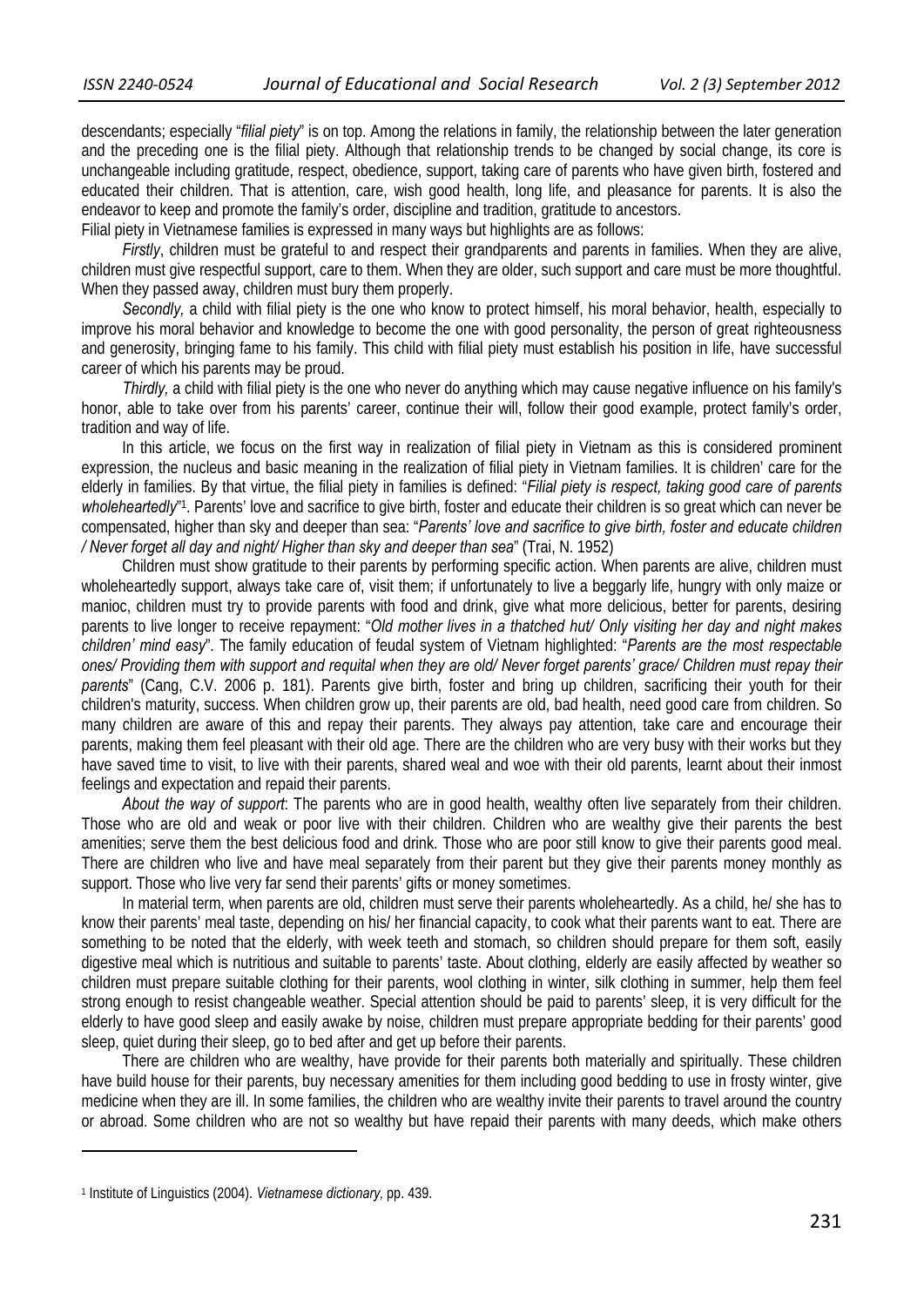descendants; especially "*filial piety*" is on top. Among the relations in family, the relationship between the later generation and the preceding one is the filial piety. Although that relationship trends to be changed by social change, its core is unchangeable including gratitude, respect, obedience, support, taking care of parents who have given birth, fostered and educated their children. That is attention, care, wish good health, long life, and pleasance for parents. It is also the endeavor to keep and promote the family's order, discipline and tradition, gratitude to ancestors.

Filial piety in Vietnamese families is expressed in many ways but highlights are as follows:

*Firstly*, children must be grateful to and respect their grandparents and parents in families. When they are alive, children must give respectful support, care to them. When they are older, such support and care must be more thoughtful. When they passed away, children must bury them properly.

*Secondly,* a child with filial piety is the one who know to protect himself, his moral behavior, health, especially to improve his moral behavior and knowledge to become the one with good personality, the person of great righteousness and generosity, bringing fame to his family. This child with filial piety must establish his position in life, have successful career of which his parents may be proud.

*Thirdly,* a child with filial piety is the one who never do anything which may cause negative influence on his family's honor, able to take over from his parents' career, continue their will, follow their good example, protect family's order, tradition and way of life.

In this article, we focus on the first way in realization of filial piety in Vietnam as this is considered prominent expression, the nucleus and basic meaning in the realization of filial piety in Vietnam families. It is children' care for the elderly in families. By that virtue, the filial piety in families is defined: "*Filial piety is respect, taking good care of parents wholeheartedly*"[1]. Parents' love and sacrifice to give birth, foster and educate their children is so great which can never be compensated, higher than sky and deeper than sea: "*Parents' love and sacrifice to give birth, foster and educate children / Never forget all day and night/ Higher than sky and deeper than sea*" (Trai, N. 1952)

Children must show gratitude to their parents by performing specific action. When parents are alive, children must wholeheartedly support, always take care of, visit them; if unfortunately to live a beggarly life, hungry with only maize or manioc, children must try to provide parents with food and drink, give what more delicious, better for parents, desiring parents to live longer to receive repayment: "*Old mother lives in a thatched hut/ Only visiting her day and night makes children' mind easy*". The family education of feudal system of Vietnam highlighted: "*Parents are the most respectable ones/ Providing them with support and requital when they are old/ Never forget parents' grace/ Children must repay their parents*" (Cang, C.V. 2006 p. 181). Parents give birth, foster and bring up children, sacrificing their youth for their children's maturity, success. When children grow up, their parents are old, bad health, need good care from children. So many children are aware of this and repay their parents. They always pay attention, take care and encourage their parents, making them feel pleasant with their old age. There are the children who are very busy with their works but they have saved time to visit, to live with their parents, shared weal and woe with their old parents, learnt about their inmost feelings and expectation and repaid their parents.

*About the way of support*: The parents who are in good health, wealthy often live separately from their children. Those who are old and weak or poor live with their children. Children who are wealthy give their parents the best amenities; serve them the best delicious food and drink. Those who are poor still know to give their parents good meal. There are children who live and have meal separately from their parent but they give their parents money monthly as support. Those who live very far send their parents' gifts or money sometimes.

In material term, when parents are old, children must serve their parents wholeheartedly. As a child, he/ she has to know their parents' meal taste, depending on his/ her financial capacity, to cook what their parents want to eat. There are something to be noted that the elderly, with week teeth and stomach, so children should prepare for them soft, easily digestive meal which is nutritious and suitable to parents' taste. About clothing, elderly are easily affected by weather so children must prepare suitable clothing for their parents, wool clothing in winter, silk clothing in summer, help them feel strong enough to resist changeable weather. Special attention should be paid to parents' sleep, it is very difficult for the elderly to have good sleep and easily awake by noise, children must prepare appropriate bedding for their parents' good sleep, quiet during their sleep, go to bed after and get up before their parents.

There are children who are wealthy, have provide for their parents both materially and spiritually. These children have build house for their parents, buy necessary amenities for them including good bedding to use in frosty winter, give medicine when they are ill. In some families, the children who are wealthy invite their parents to travel around the country or abroad. Some children who are not so wealthy but have repaid their parents with many deeds, which make others

---

[1] Institute of Linguistics (2004). *Vietnamese dictionary,* pp. 439.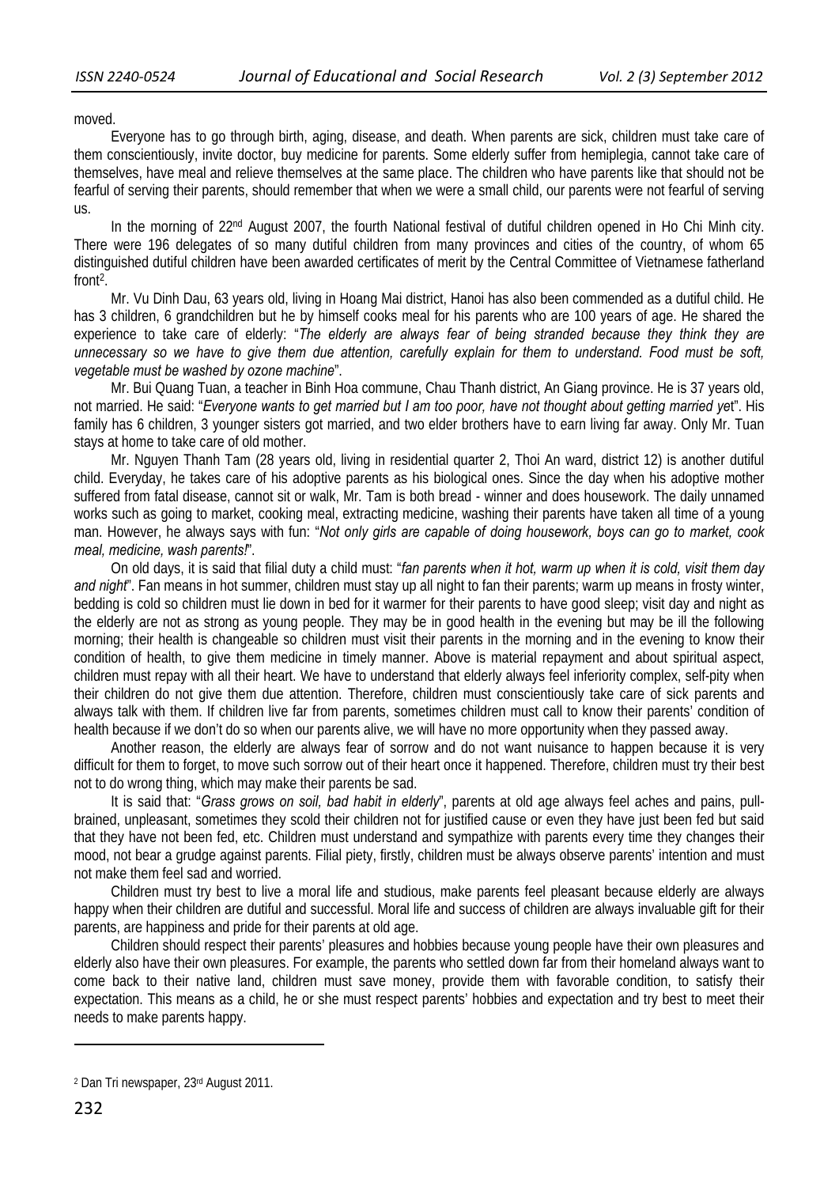moved.

Everyone has to go through birth, aging, disease, and death. When parents are sick, children must take care of them conscientiously, invite doctor, buy medicine for parents. Some elderly suffer from hemiplegia, cannot take care of themselves, have meal and relieve themselves at the same place. The children who have parents like that should not be fearful of serving their parents, should remember that when we were a small child, our parents were not fearful of serving us.

In the morning of 22nd August 2007, the fourth National festival of dutiful children opened in Ho Chi Minh city. There were 196 delegates of so many dutiful children from many provinces and cities of the country, of whom 65 distinguished dutiful children have been awarded certificates of merit by the Central Committee of Vietnamese fatherland front[2].

Mr. Vu Dinh Dau, 63 years old, living in Hoang Mai district, Hanoi has also been commended as a dutiful child. He has 3 children, 6 grandchildren but he by himself cooks meal for his parents who are 100 years of age. He shared the experience to take care of elderly: "*The elderly are always fear of being stranded because they think they are unnecessary so we have to give them due attention, carefully explain for them to understand. Food must be soft, vegetable must be washed by ozone machine*".

Mr. Bui Quang Tuan, a teacher in Binh Hoa commune, Chau Thanh district, An Giang province. He is 37 years old, not married. He said: "*Everyone wants to get married but I am too poor, have not thought about getting married yet*". His family has 6 children, 3 younger sisters got married, and two elder brothers have to earn living far away. Only Mr. Tuan stays at home to take care of old mother.

Mr. Nguyen Thanh Tam (28 years old, living in residential quarter 2, Thoi An ward, district 12) is another dutiful child. Everyday, he takes care of his adoptive parents as his biological ones. Since the day when his adoptive mother suffered from fatal disease, cannot sit or walk, Mr. Tam is both bread - winner and does housework. The daily unnamed works such as going to market, cooking meal, extracting medicine, washing their parents have taken all time of a young man. However, he always says with fun: "*Not only girls are capable of doing housework, boys can go to market, cook meal, medicine, wash parents!*".

On old days, it is said that filial duty a child must: "*fan parents when it hot, warm up when it is cold, visit them day and night*". Fan means in hot summer, children must stay up all night to fan their parents; warm up means in frosty winter, bedding is cold so children must lie down in bed for it warmer for their parents to have good sleep; visit day and night as the elderly are not as strong as young people. They may be in good health in the evening but may be ill the following morning; their health is changeable so children must visit their parents in the morning and in the evening to know their condition of health, to give them medicine in timely manner. Above is material repayment and about spiritual aspect, children must repay with all their heart. We have to understand that elderly always feel inferiority complex, self-pity when their children do not give them due attention. Therefore, children must conscientiously take care of sick parents and always talk with them. If children live far from parents, sometimes children must call to know their parents' condition of health because if we don't do so when our parents alive, we will have no more opportunity when they passed away.

Another reason, the elderly are always fear of sorrow and do not want nuisance to happen because it is very difficult for them to forget, to move such sorrow out of their heart once it happened. Therefore, children must try their best not to do wrong thing, which may make their parents be sad.

It is said that: "*Grass grows on soil, bad habit in elderly*", parents at old age always feel aches and pains, pull-brained, unpleasant, sometimes they scold their children not for justified cause or even they have just been fed but said that they have not been fed, etc. Children must understand and sympathize with parents every time they changes their mood, not bear a grudge against parents. Filial piety, firstly, children must be always observe parents' intention and must not make them feel sad and worried.

Children must try best to live a moral life and studious, make parents feel pleasant because elderly are always happy when their children are dutiful and successful. Moral life and success of children are always invaluable gift for their parents, are happiness and pride for their parents at old age.

Children should respect their parents' pleasures and hobbies because young people have their own pleasures and elderly also have their own pleasures. For example, the parents who settled down far from their homeland always want to come back to their native land, children must save money, provide them with favorable condition, to satisfy their expectation. This means as a child, he or she must respect parents' hobbies and expectation and try best to meet their needs to make parents happy.

---

[2] Dan Tri newspaper, 23rd August 2011.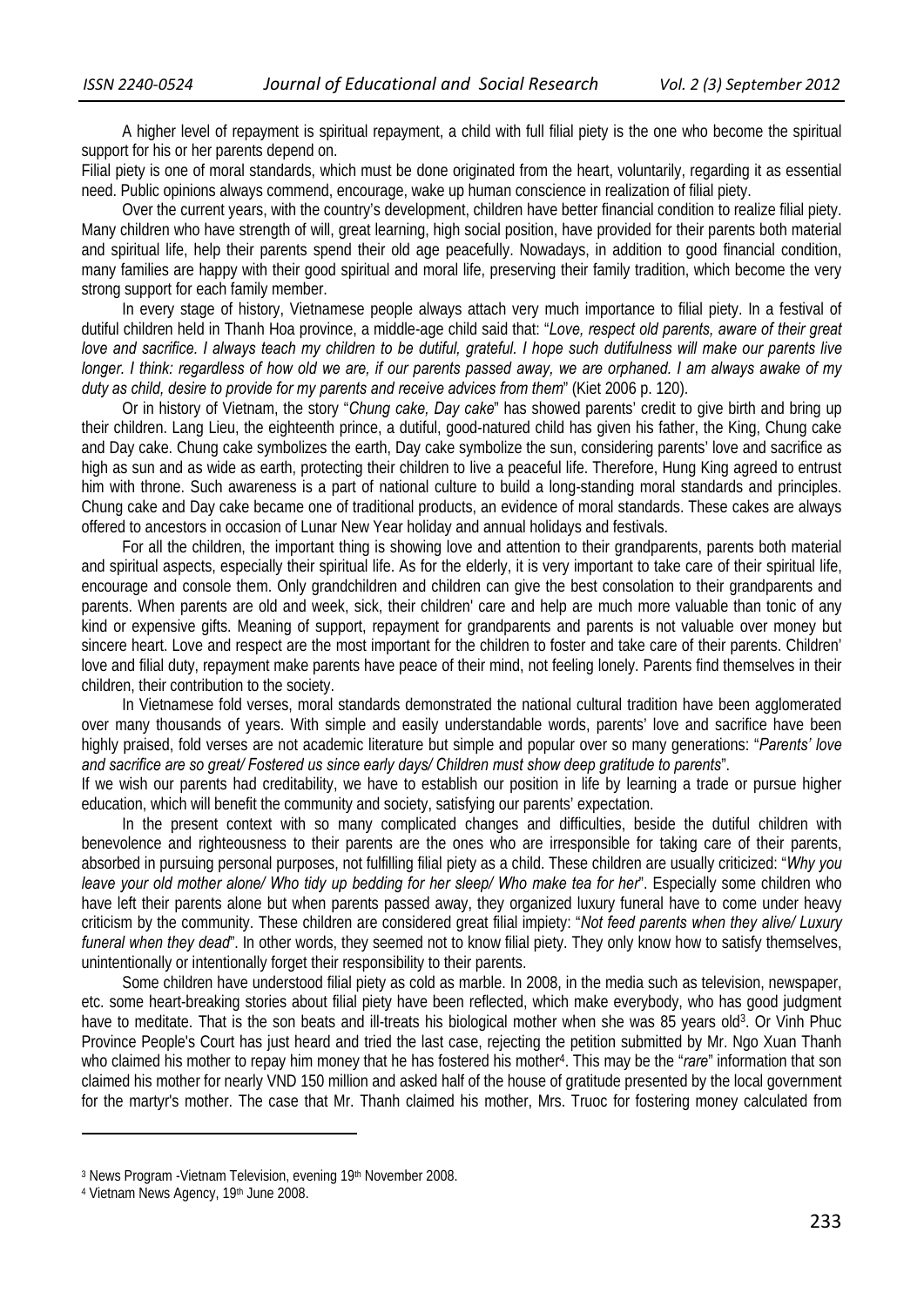A higher level of repayment is spiritual repayment, a child with full filial piety is the one who become the spiritual support for his or her parents depend on.

Filial piety is one of moral standards, which must be done originated from the heart, voluntarily, regarding it as essential need. Public opinions always commend, encourage, wake up human conscience in realization of filial piety.

Over the current years, with the country's development, children have better financial condition to realize filial piety. Many children who have strength of will, great learning, high social position, have provided for their parents both material and spiritual life, help their parents spend their old age peacefully. Nowadays, in addition to good financial condition, many families are happy with their good spiritual and moral life, preserving their family tradition, which become the very strong support for each family member.

In every stage of history, Vietnamese people always attach very much importance to filial piety. In a festival of dutiful children held in Thanh Hoa province, a middle-age child said that: "*Love, respect old parents, aware of their great love and sacrifice. I always teach my children to be dutiful, grateful. I hope such dutifulness will make our parents live longer. I think: regardless of how old we are, if our parents passed away, we are orphaned. I am always awake of my duty as child, desire to provide for my parents and receive advices from them*" (Kiet 2006 p. 120).

Or in history of Vietnam, the story "*Chung cake, Day cake*" has showed parents' credit to give birth and bring up their children. Lang Lieu, the eighteenth prince, a dutiful, good-natured child has given his father, the King, Chung cake and Day cake. Chung cake symbolizes the earth, Day cake symbolize the sun, considering parents' love and sacrifice as high as sun and as wide as earth, protecting their children to live a peaceful life. Therefore, Hung King agreed to entrust him with throne. Such awareness is a part of national culture to build a long-standing moral standards and principles. Chung cake and Day cake became one of traditional products, an evidence of moral standards. These cakes are always offered to ancestors in occasion of Lunar New Year holiday and annual holidays and festivals.

For all the children, the important thing is showing love and attention to their grandparents, parents both material and spiritual aspects, especially their spiritual life. As for the elderly, it is very important to take care of their spiritual life, encourage and console them. Only grandchildren and children can give the best consolation to their grandparents and parents. When parents are old and week, sick, their children' care and help are much more valuable than tonic of any kind or expensive gifts. Meaning of support, repayment for grandparents and parents is not valuable over money but sincere heart. Love and respect are the most important for the children to foster and take care of their parents. Children' love and filial duty, repayment make parents have peace of their mind, not feeling lonely. Parents find themselves in their children, their contribution to the society.

In Vietnamese fold verses, moral standards demonstrated the national cultural tradition have been agglomerated over many thousands of years. With simple and easily understandable words, parents' love and sacrifice have been highly praised, fold verses are not academic literature but simple and popular over so many generations: "*Parents' love and sacrifice are so great/ Fostered us since early days/ Children must show deep gratitude to parents*".

If we wish our parents had creditability, we have to establish our position in life by learning a trade or pursue higher education, which will benefit the community and society, satisfying our parents' expectation.

In the present context with so many complicated changes and difficulties, beside the dutiful children with benevolence and righteousness to their parents are the ones who are irresponsible for taking care of their parents, absorbed in pursuing personal purposes, not fulfilling filial piety as a child. These children are usually criticized: "*Why you leave your old mother alone/ Who tidy up bedding for her sleep/ Who make tea for her*". Especially some children who have left their parents alone but when parents passed away, they organized luxury funeral have to come under heavy criticism by the community. These children are considered great filial impiety: "*Not feed parents when they alive/ Luxury funeral when they dead*". In other words, they seemed not to know filial piety. They only know how to satisfy themselves, unintentionally or intentionally forget their responsibility to their parents.

Some children have understood filial piety as cold as marble. In 2008, in the media such as television, newspaper, etc. some heart-breaking stories about filial piety have been reflected, which make everybody, who has good judgment have to meditate. That is the son beats and ill-treats his biological mother when she was 85 years old[3]. Or Vinh Phuc Province People's Court has just heard and tried the last case, rejecting the petition submitted by Mr. Ngo Xuan Thanh who claimed his mother to repay him money that he has fostered his mother[4]. This may be the "*rare*" information that son claimed his mother for nearly VND 150 million and asked half of the house of gratitude presented by the local government for the martyr's mother. The case that Mr. Thanh claimed his mother, Mrs. Truoc for fostering money calculated from

---

[3] News Program -Vietnam Television, evening 19th November 2008.

[4] Vietnam News Agency, 19th June 2008.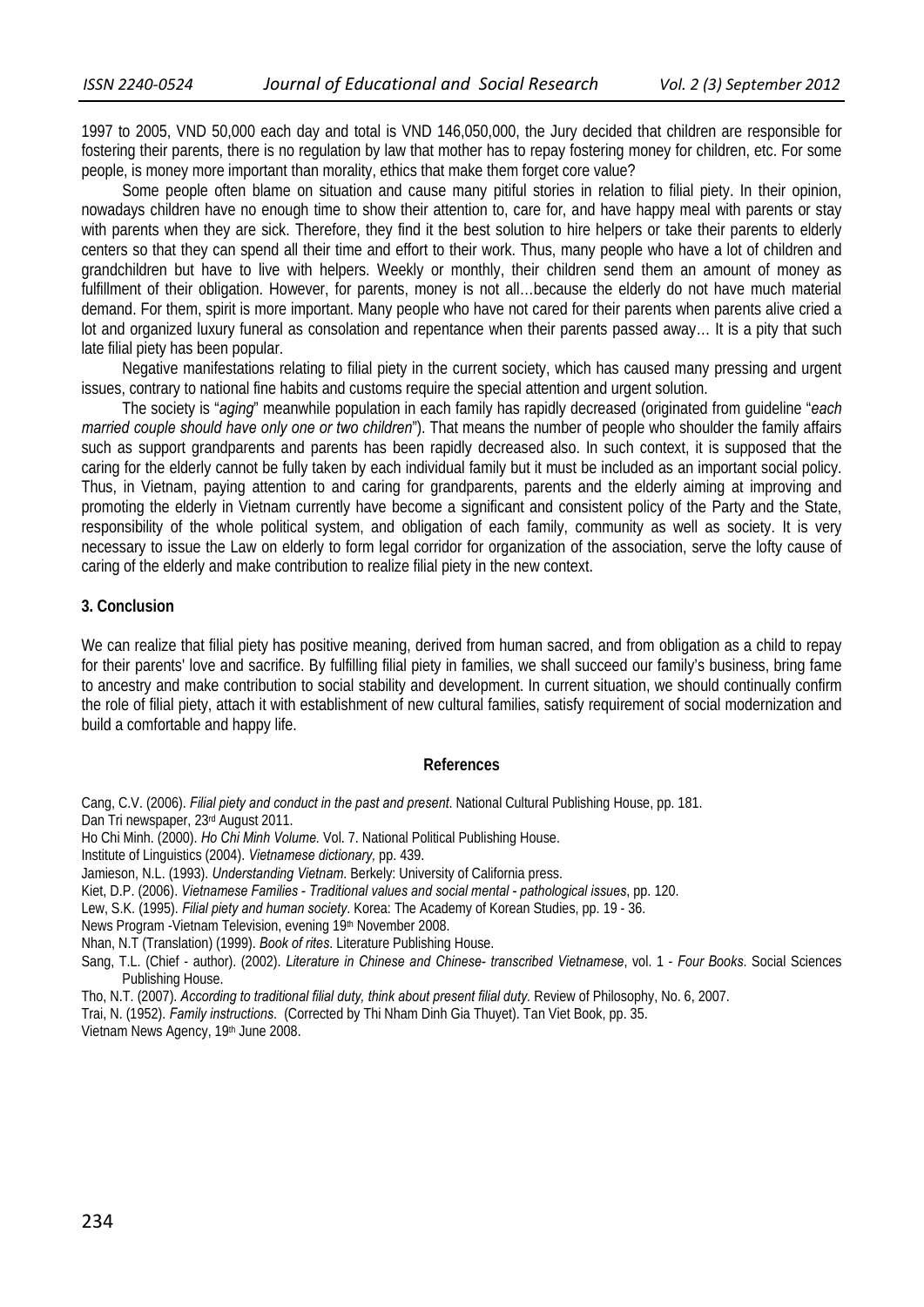1997 to 2005, VND 50,000 each day and total is VND 146,050,000, the Jury decided that children are responsible for fostering their parents, there is no regulation by law that mother has to repay fostering money for children, etc. For some people, is money more important than morality, ethics that make them forget core value?

Some people often blame on situation and cause many pitiful stories in relation to filial piety. In their opinion, nowadays children have no enough time to show their attention to, care for, and have happy meal with parents or stay with parents when they are sick. Therefore, they find it the best solution to hire helpers or take their parents to elderly centers so that they can spend all their time and effort to their work. Thus, many people who have a lot of children and grandchildren but have to live with helpers. Weekly or monthly, their children send them an amount of money as fulfillment of their obligation. However, for parents, money is not all…because the elderly do not have much material demand. For them, spirit is more important. Many people who have not cared for their parents when parents alive cried a lot and organized luxury funeral as consolation and repentance when their parents passed away… It is a pity that such late filial piety has been popular.

Negative manifestations relating to filial piety in the current society, which has caused many pressing and urgent issues, contrary to national fine habits and customs require the special attention and urgent solution.

The society is "*aging*" meanwhile population in each family has rapidly decreased (originated from guideline "*each married couple should have only one or two children*"). That means the number of people who shoulder the family affairs such as support grandparents and parents has been rapidly decreased also. In such context, it is supposed that the caring for the elderly cannot be fully taken by each individual family but it must be included as an important social policy. Thus, in Vietnam, paying attention to and caring for grandparents, parents and the elderly aiming at improving and promoting the elderly in Vietnam currently have become a significant and consistent policy of the Party and the State, responsibility of the whole political system, and obligation of each family, community as well as society. It is very necessary to issue the Law on elderly to form legal corridor for organization of the association, serve the lofty cause of caring of the elderly and make contribution to realize filial piety in the new context.

## 3. Conclusion

We can realize that filial piety has positive meaning, derived from human sacred, and from obligation as a child to repay for their parents' love and sacrifice. By fulfilling filial piety in families, we shall succeed our family's business, bring fame to ancestry and make contribution to social stability and development. In current situation, we should continually confirm the role of filial piety, attach it with establishment of new cultural families, satisfy requirement of social modernization and build a comfortable and happy life.

## References

Cang, C.V. (2006). *Filial piety and conduct in the past and present*. National Cultural Publishing House, pp. 181.

Dan Tri newspaper, 23rd August 2011.

Ho Chi Minh. (2000). *Ho Chi Minh Volume*. Vol. 7. National Political Publishing House.

Institute of Linguistics (2004). *Vietnamese dictionary,* pp. 439.

Jamieson, N.L. (1993). *Understanding Vietnam*. Berkely: University of California press.

Kiet, D.P. (2006). *Vietnamese Families - Traditional values and social mental - pathological issues*, pp. 120.

Lew, S.K. (1995). *Filial piety and human society*. Korea: The Academy of Korean Studies, pp. 19 - 36.

News Program -Vietnam Television, evening 19th November 2008.

Nhan, N.T (Translation) (1999). *Book of rites*. Literature Publishing House.

Sang, T.L. (Chief - author). (2002). *Literature in Chinese and Chinese- transcribed Vietnamese*, vol. 1 - *Four Books*. Social Sciences Publishing House.

Tho, N.T. (2007). *According to traditional filial duty, think about present filial duty*. Review of Philosophy, No. 6, 2007.

Trai, N. (1952). *Family instructions*. (Corrected by Thi Nham Dinh Gia Thuyet). Tan Viet Book, pp. 35.

Vietnam News Agency, 19th June 2008.